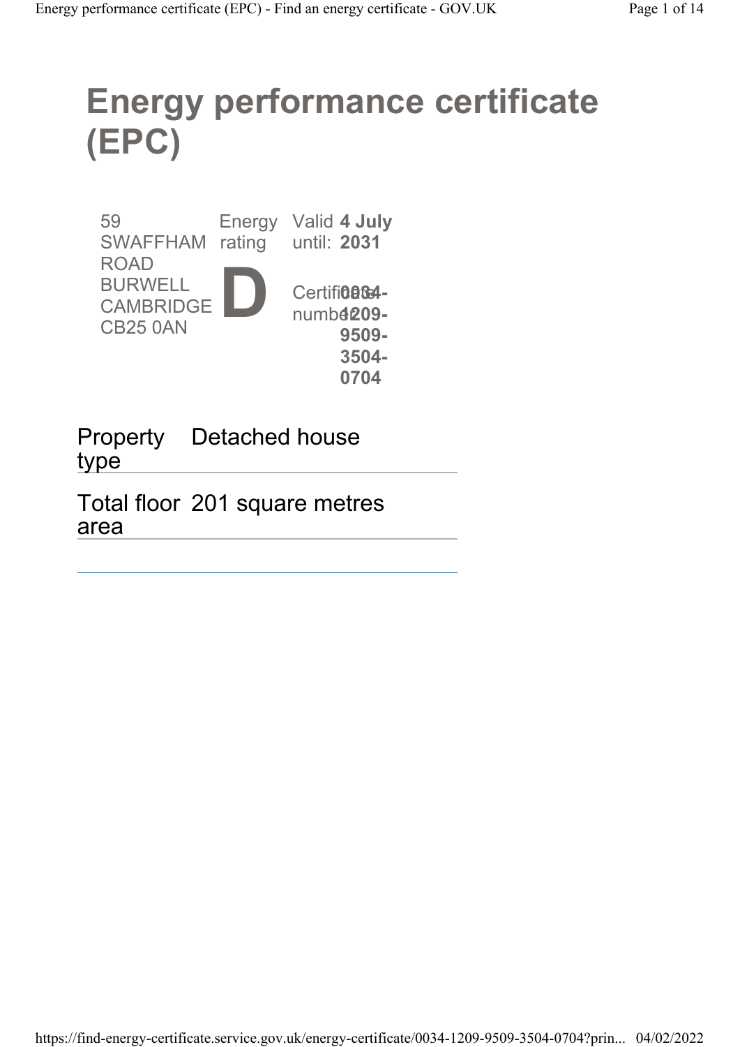# Energy performance certificate (EPC)

| | | |
|---|---|---|
| 59 SWAFFHAM ROAD<br>BURWELL<br>CAMBRIDGE<br>CB25 0AN | Energy rating<br>**D** | Valid until: **4 July 2031**<br><br>Certificate number: **0034-1209-9509-3504-0704** |

| | |
|---|---|
| Property type | Detached house |
| Total floor area | 201 square metres |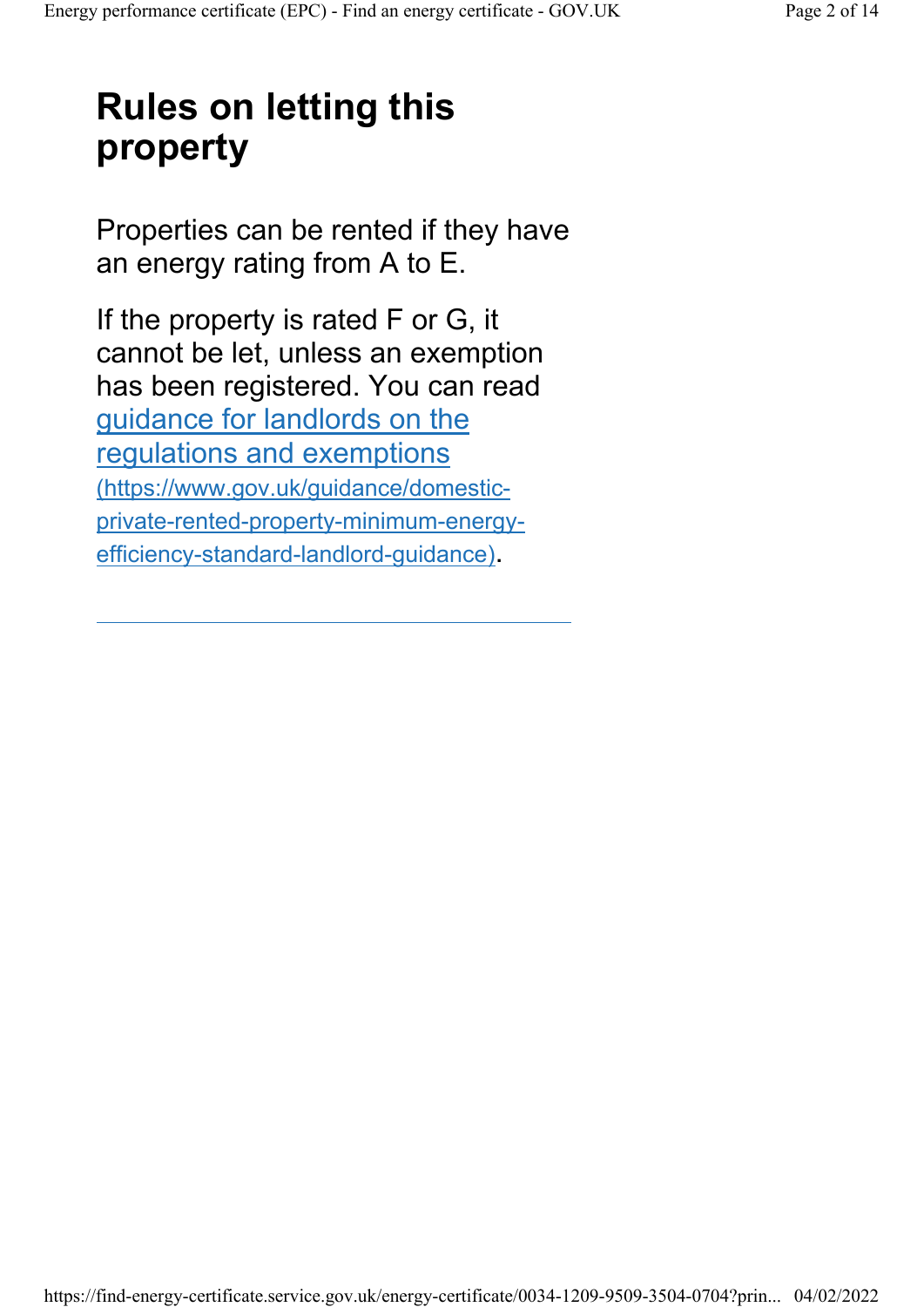# Rules on letting this property

Properties can be rented if they have an energy rating from A to E.

If the property is rated F or G, it cannot be let, unless an exemption has been registered. You can read [guidance for landlords on the regulations and exemptions](https://www.gov.uk/guidance/domestic-private-rented-property-minimum-energy-efficiency-standard-landlord-guidance) (https://www.gov.uk/guidance/domestic-private-rented-property-minimum-energy-efficiency-standard-landlord-guidance).

---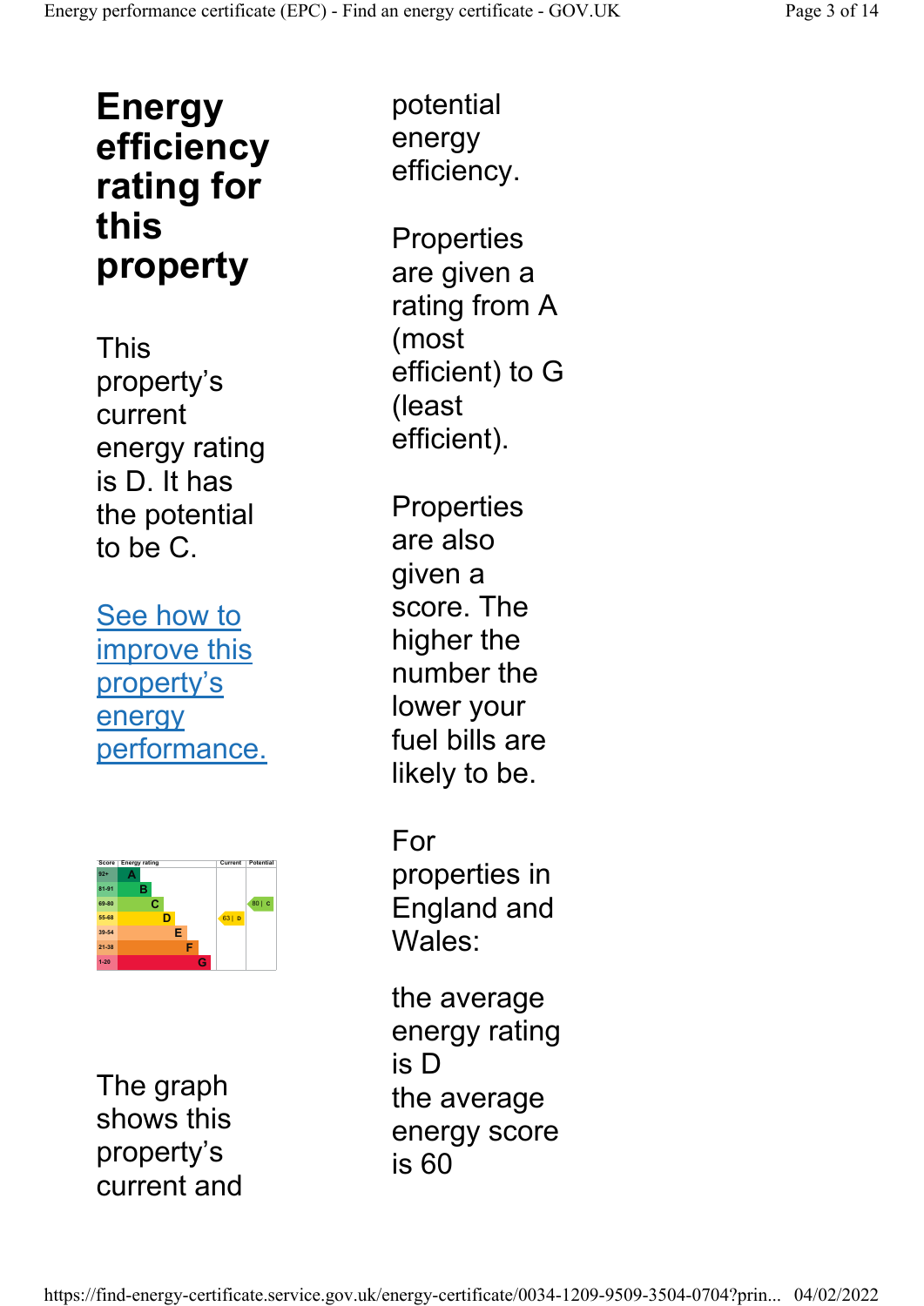# Energy efficiency rating for this property

This property's current energy rating is D. It has the potential to be C.

[See how to improve this property's energy performance.]

| Score | Energy rating | Current | Potential |
|---|---|---|---|
| 92+ | A | | |
| 81-91 | B | | |
| 69-80 | C | | 80 \| C |
| 55-68 | D | 63 \| D | |
| 39-54 | E | | |
| 21-38 | F | | |
| 1-20 | G | | |

The graph shows this property's current and potential energy efficiency.

Properties are given a rating from A (most efficient) to G (least efficient).

Properties are also given a score. The higher the number the lower your fuel bills are likely to be.

For properties in England and Wales:

the average energy rating is D
the average energy score is 60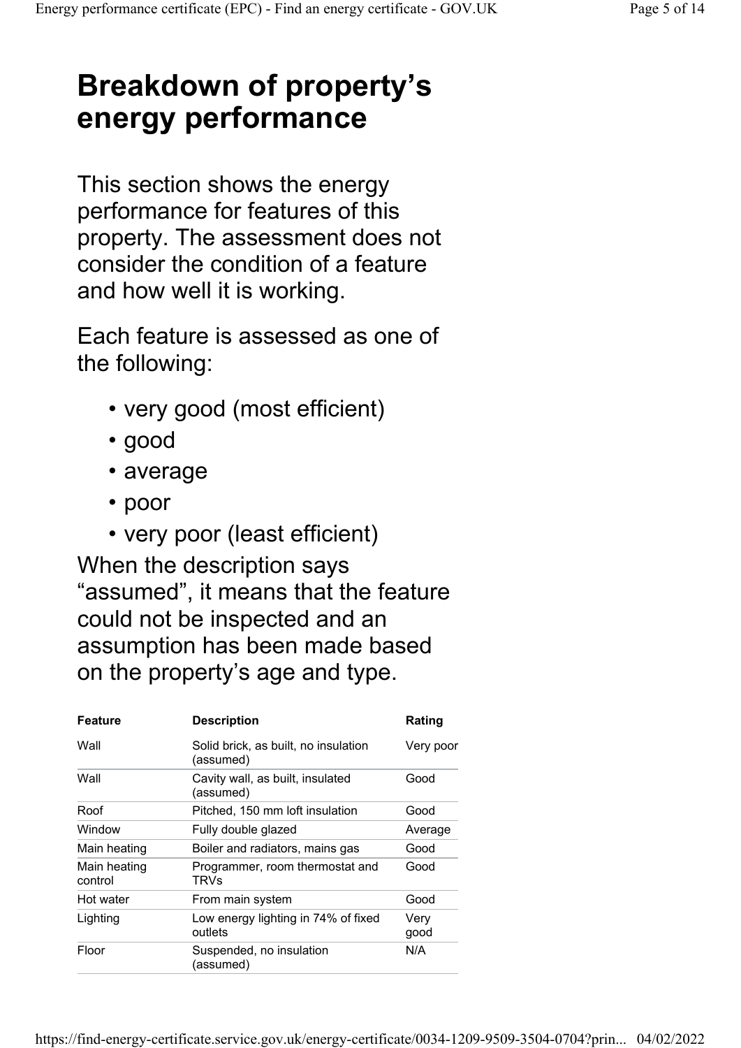# Breakdown of property's energy performance

This section shows the energy performance for features of this property. The assessment does not consider the condition of a feature and how well it is working.

Each feature is assessed as one of the following:

- very good (most efficient)
- good
- average
- poor
- very poor (least efficient)

When the description says "assumed", it means that the feature could not be inspected and an assumption has been made based on the property's age and type.

| Feature | Description | Rating |
|---|---|---|
| Wall | Solid brick, as built, no insulation (assumed) | Very poor |
| Wall | Cavity wall, as built, insulated (assumed) | Good |
| Roof | Pitched, 150 mm loft insulation | Good |
| Window | Fully double glazed | Average |
| Main heating | Boiler and radiators, mains gas | Good |
| Main heating control | Programmer, room thermostat and TRVs | Good |
| Hot water | From main system | Good |
| Lighting | Low energy lighting in 74% of fixed outlets | Very good |
| Floor | Suspended, no insulation (assumed) | N/A |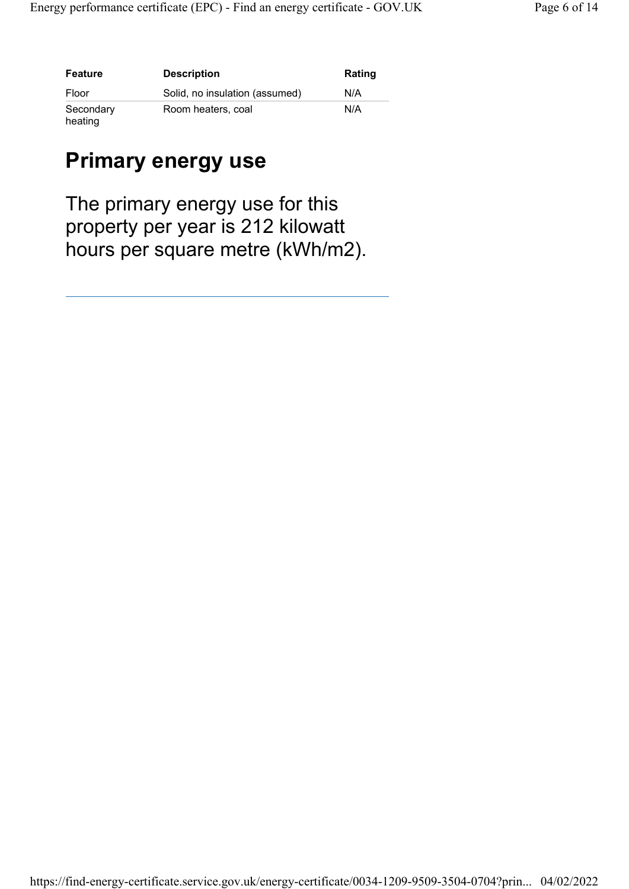| Feature | Description | Rating |
| --- | --- | --- |
| Floor | Solid, no insulation (assumed) | N/A |
| Secondary heating | Room heaters, coal | N/A |

## Primary energy use

The primary energy use for this property per year is 212 kilowatt hours per square metre (kWh/m2).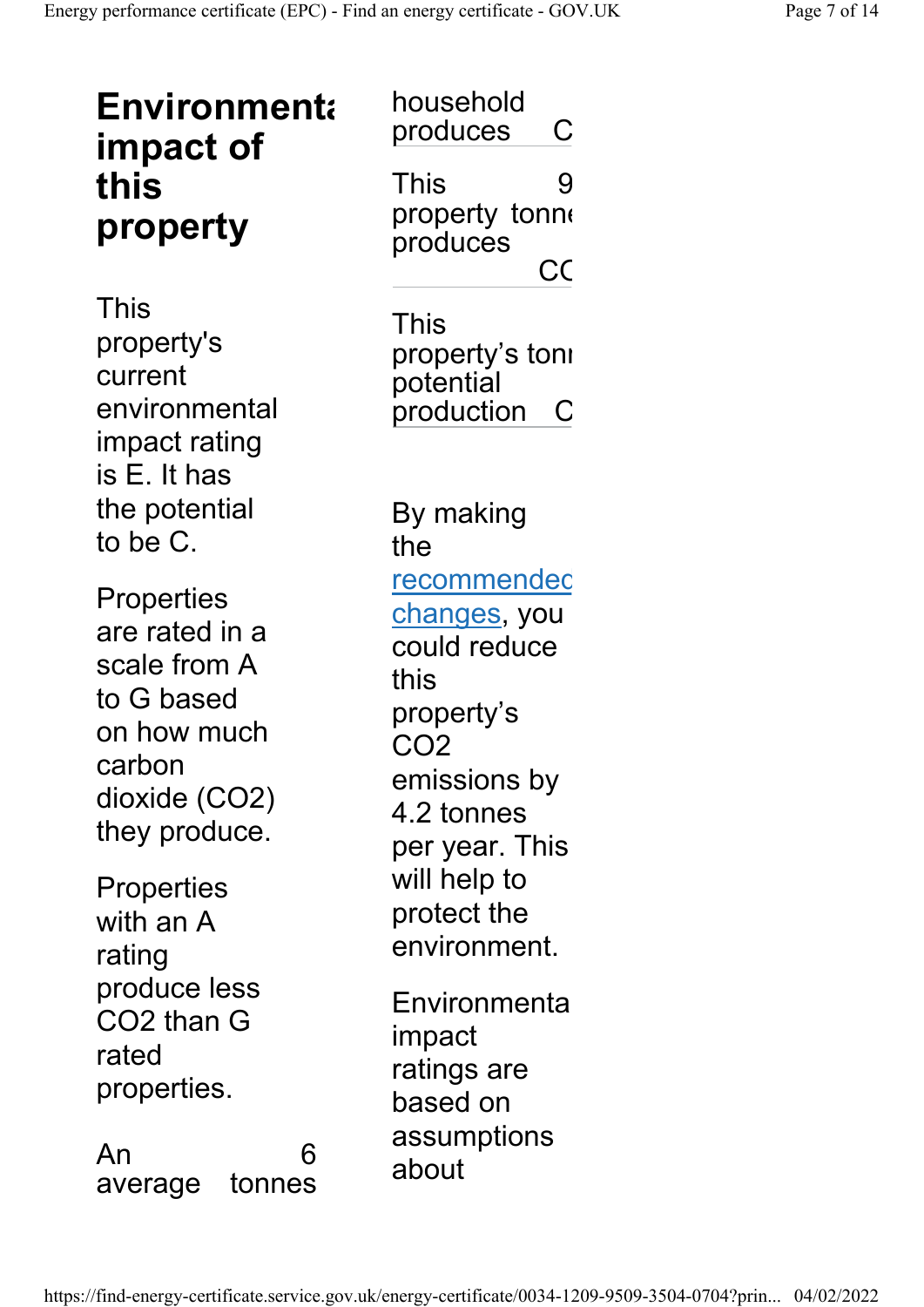## Environmental impact of this property

This property's current environmental impact rating is E. It has the potential to be C.

Properties are rated in a scale from A to G based on how much carbon dioxide ($CO_2$) they produce.

Properties with an A rating produce less $CO_2$ than G rated properties.

| | |
|---|---|
| An average household produces | 6 tonnes of C |
| This property produces | 9 tonnes of CO |
| This property's potential production | tonnes of C |

By making the [recommended changes](#), you could reduce this property's $CO_2$ emissions by 4.2 tonnes per year. This will help to protect the environment.

Environmental impact ratings are based on assumptions about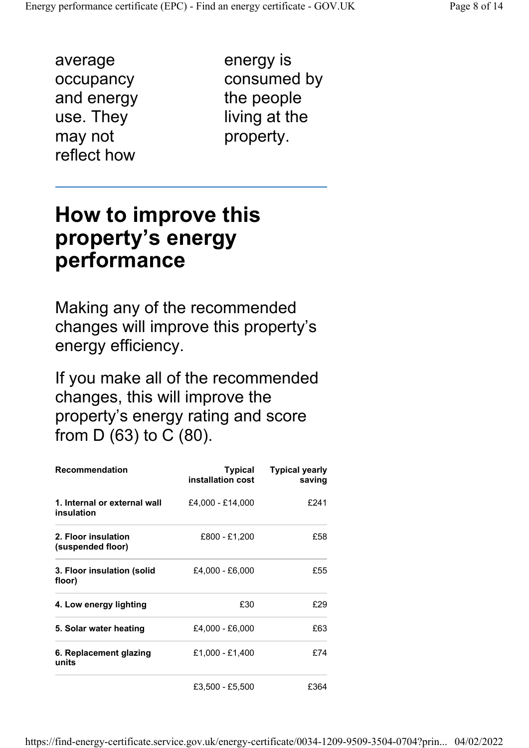average occupancy and energy use. They may not reflect how energy is consumed by the people living at the property.

## How to improve this property's energy performance

Making any of the recommended changes will improve this property's energy efficiency.

If you make all of the recommended changes, this will improve the property's energy rating and score from D (63) to C (80).

| Recommendation | Typical installation cost | Typical yearly saving |
|---|---|---|
| **1. Internal or external wall insulation** | £4,000 - £14,000 | £241 |
| **2. Floor insulation (suspended floor)** | £800 - £1,200 | £58 |
| **3. Floor insulation (solid floor)** | £4,000 - £6,000 | £55 |
| **4. Low energy lighting** | £30 | £29 |
| **5. Solar water heating** | £4,000 - £6,000 | £63 |
| **6. Replacement glazing units** | £1,000 - £1,400 | £74 |
| | £3,500 - £5,500 | £364 |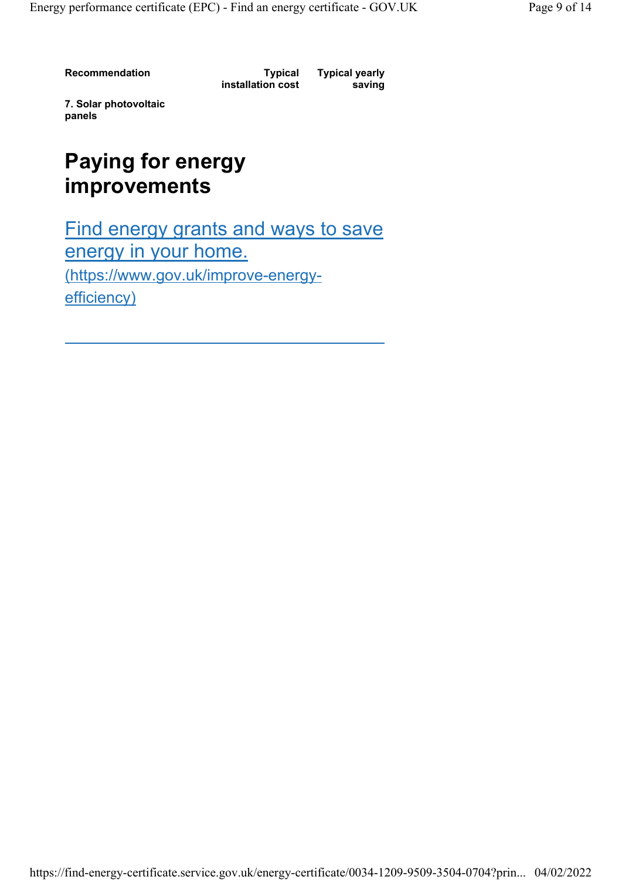| Recommendation | Typical installation cost | Typical yearly saving |
| --- | --- | --- |
| **7. Solar photovoltaic panels** | | |

## Paying for energy improvements

[Find energy grants and ways to save energy in your home. (https://www.gov.uk/improve-energy-efficiency)](https://www.gov.uk/improve-energy-efficiency)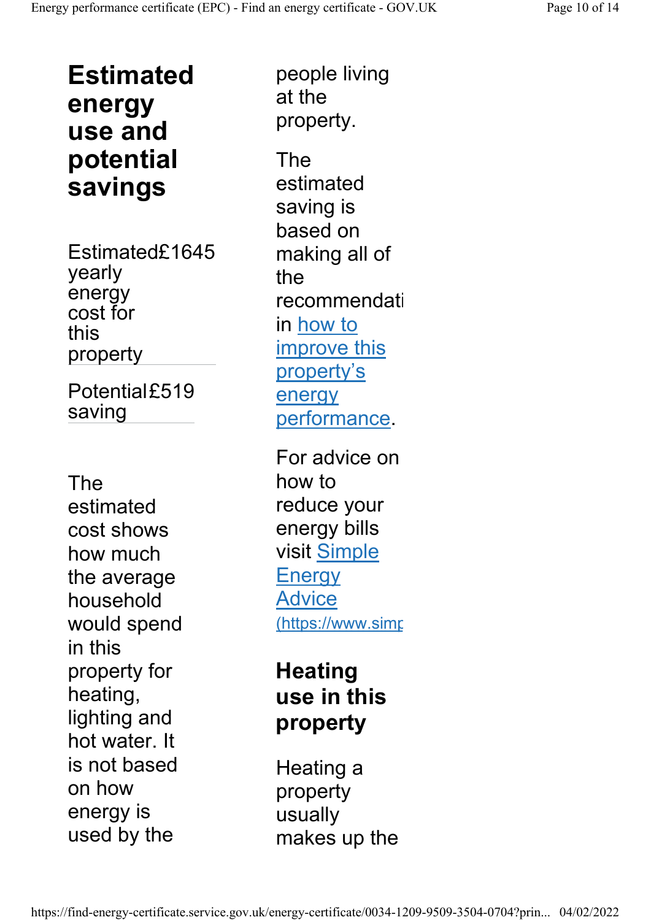## Estimated energy use and potential savings

| | |
|---|---|
| Estimated yearly energy cost for this property | £1645 |
| Potential saving | £519 |

The estimated cost shows how much the average household would spend in this property for heating, lighting and hot water. It is not based on how energy is used by the people living at the property.

The estimated saving is based on making all of the recommendati in how to improve this property's energy performance.

For advice on how to reduce your energy bills visit Simple Energy Advice (https://www.simp

## Heating use in this property

Heating a property usually makes up the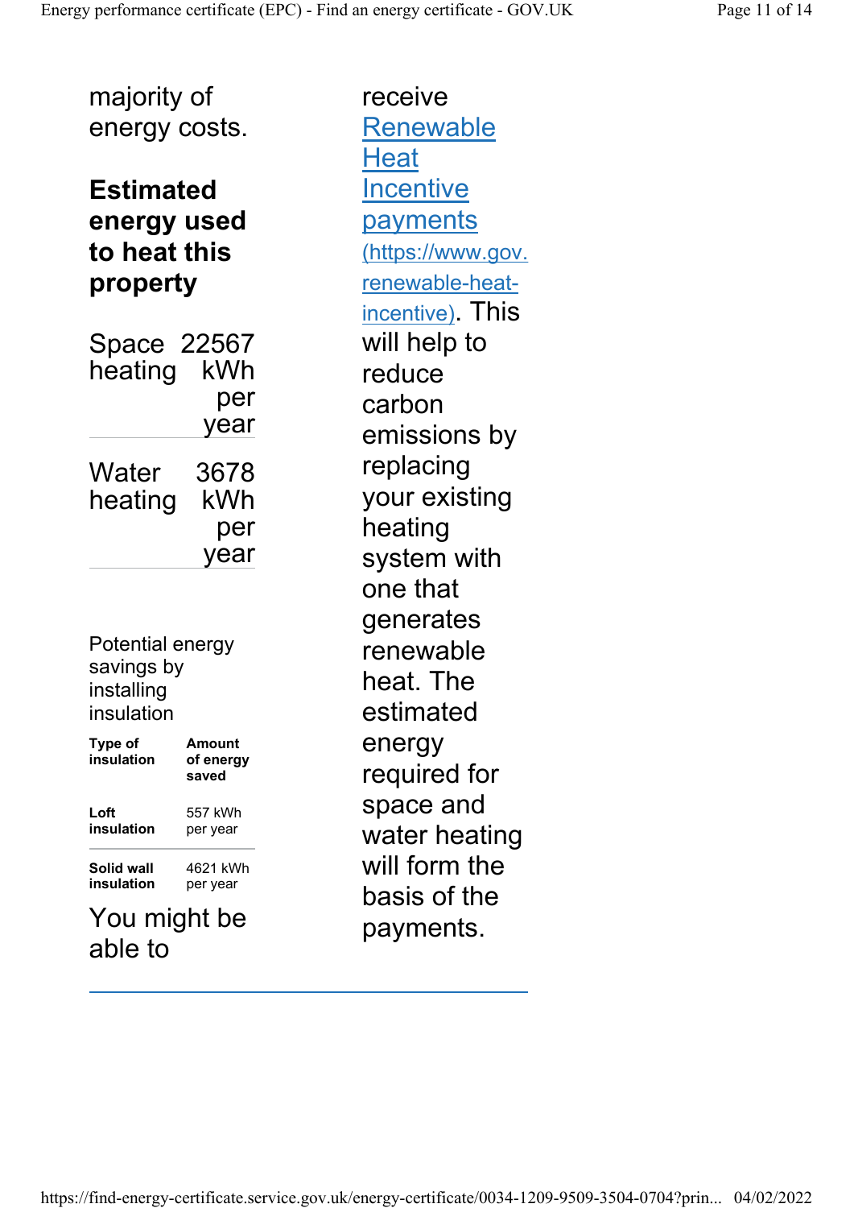majority of energy costs.

### Estimated energy used to heat this property

| | |
|---|---|
| Space heating | 22567 kWh per year |
| Water heating | 3678 kWh per year |

Potential energy savings by installing insulation

| Type of insulation | Amount of energy saved |
|---|---|
| **Loft insulation** | 557 kWh per year |
| **Solid wall insulation** | 4621 kWh per year |

You might be able to receive [Renewable Heat Incentive payments](https://www.gov.uk/domestic-renewable-heat-incentive) (https://www.gov.uk/domestic-renewable-heat-incentive). This will help to reduce carbon emissions by replacing your existing heating system with one that generates renewable heat. The estimated energy required for space and water heating will form the basis of the payments.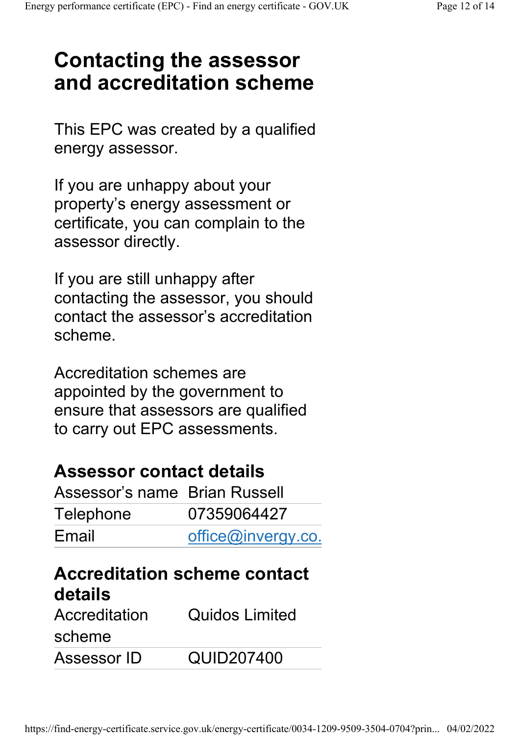# Contacting the assessor and accreditation scheme

This EPC was created by a qualified energy assessor.

If you are unhappy about your property's energy assessment or certificate, you can complain to the assessor directly.

If you are still unhappy after contacting the assessor, you should contact the assessor's accreditation scheme.

Accreditation schemes are appointed by the government to ensure that assessors are qualified to carry out EPC assessments.

## Assessor contact details

| | |
|---|---|
| Assessor's name | Brian Russell |
| Telephone | 07359064427 |
| Email | office@invergy.co. |

## Accreditation scheme contact details

| | |
|---|---|
| Accreditation scheme | Quidos Limited |
| Assessor ID | QUID207400 |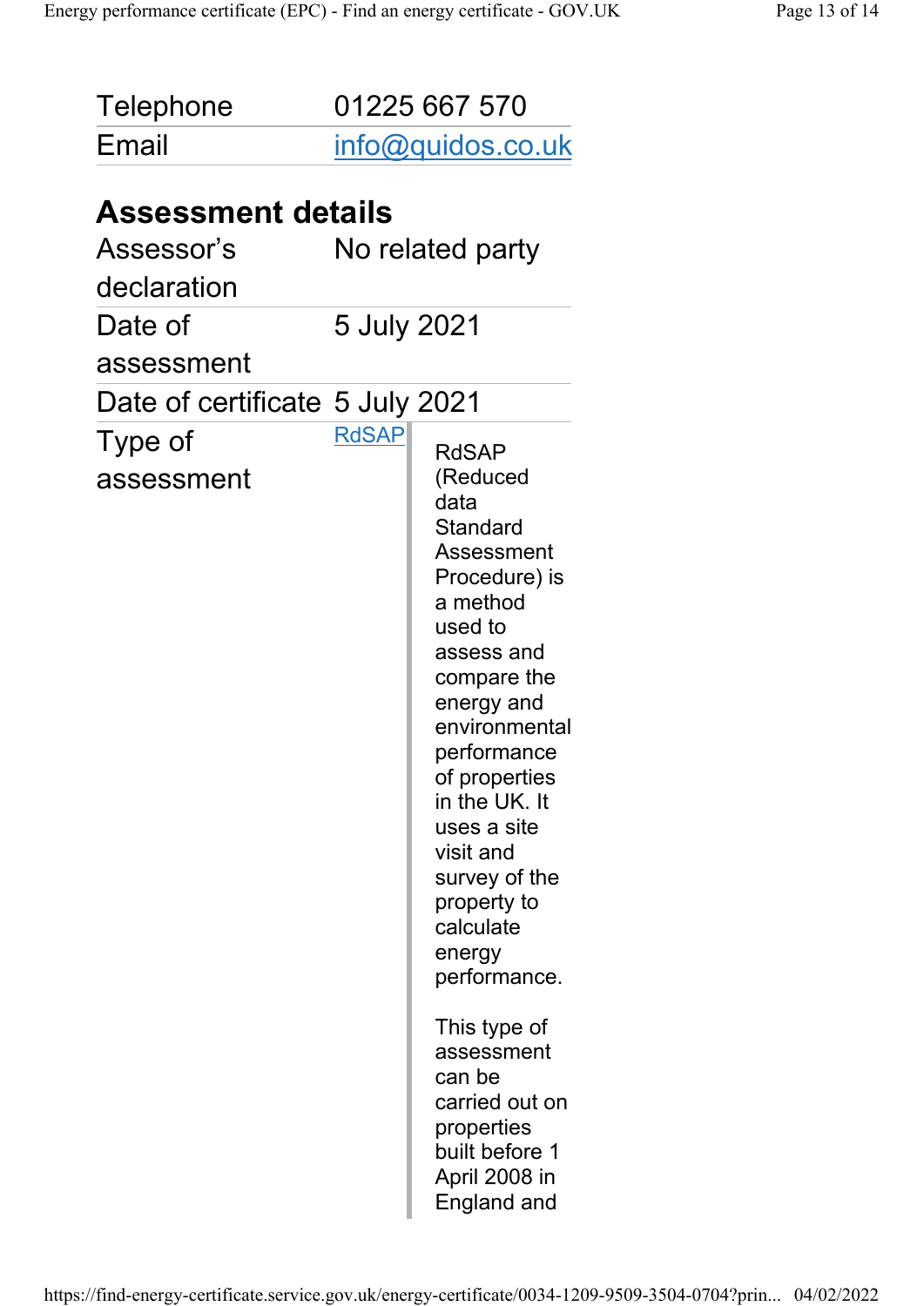| | |
|---|---|
| Telephone | 01225 667 570 |
| Email | info@quidos.co.uk |

## Assessment details

| | |
|---|---|
| Assessor's declaration | No related party |
| Date of assessment | 5 July 2021 |
| Date of certificate | 5 July 2021 |
| Type of assessment | RdSAP |

RdSAP (Reduced data Standard Assessment Procedure) is a method used to assess and compare the energy and environmental performance of properties in the UK. It uses a site visit and survey of the property to calculate energy performance.

This type of assessment can be carried out on properties built before 1 April 2008 in England and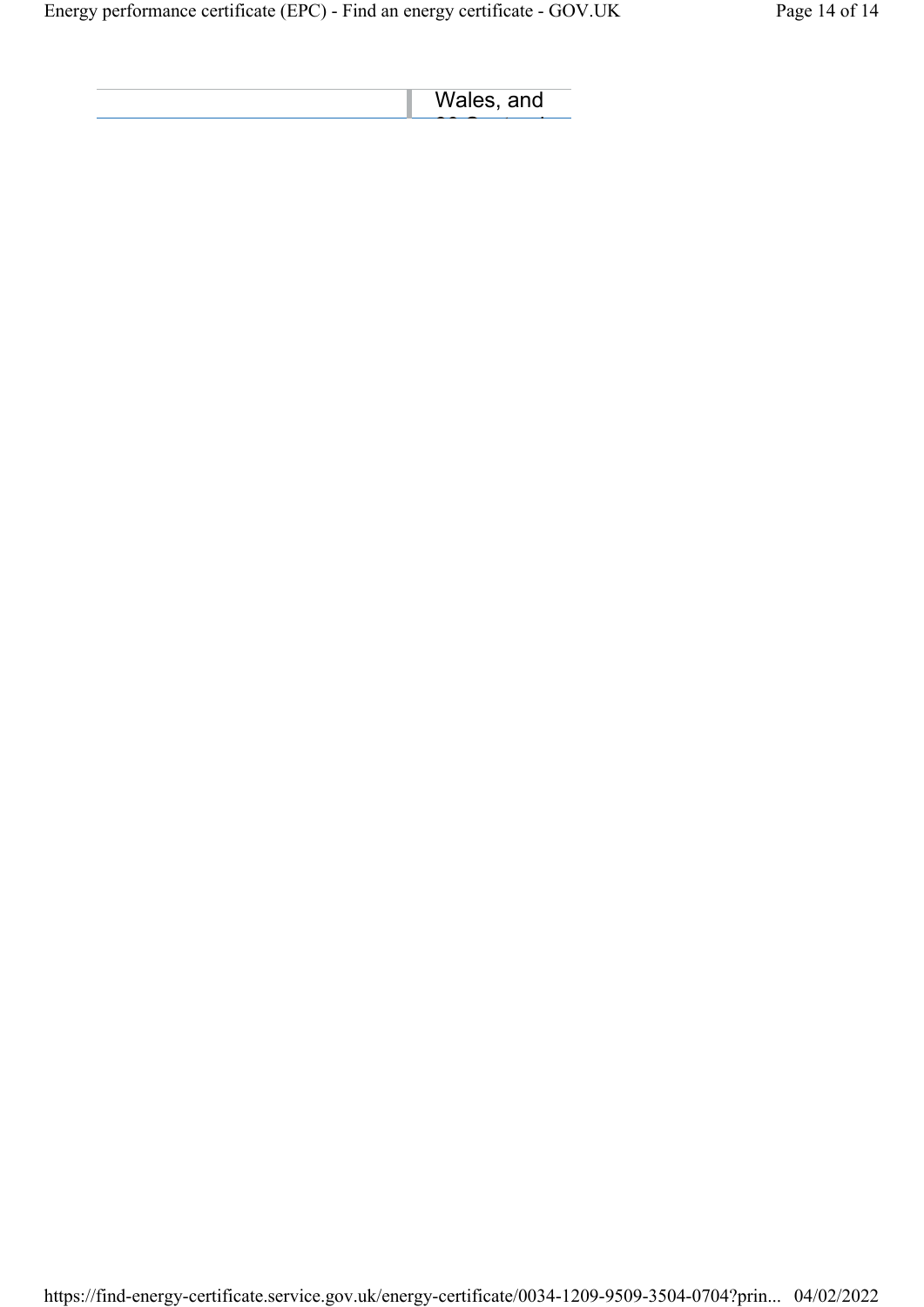| | |
|---|---|
| | Wales, and |